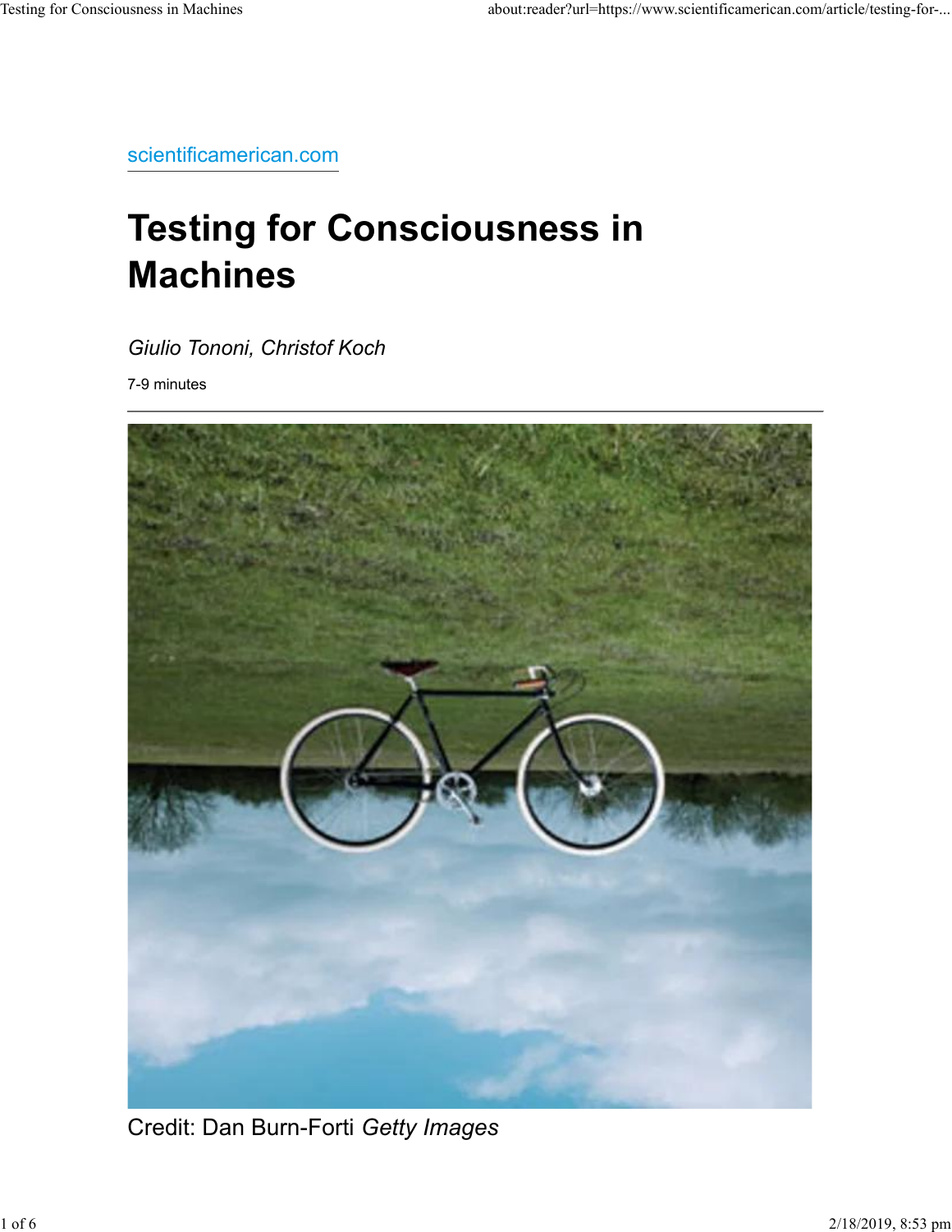scientificamerican.com

# Testing for Consciousness in Machines

*Giulio Tononi, Christof Koch*

7-9 minutes

---

Credit: Dan Burn-Forti *Getty Images*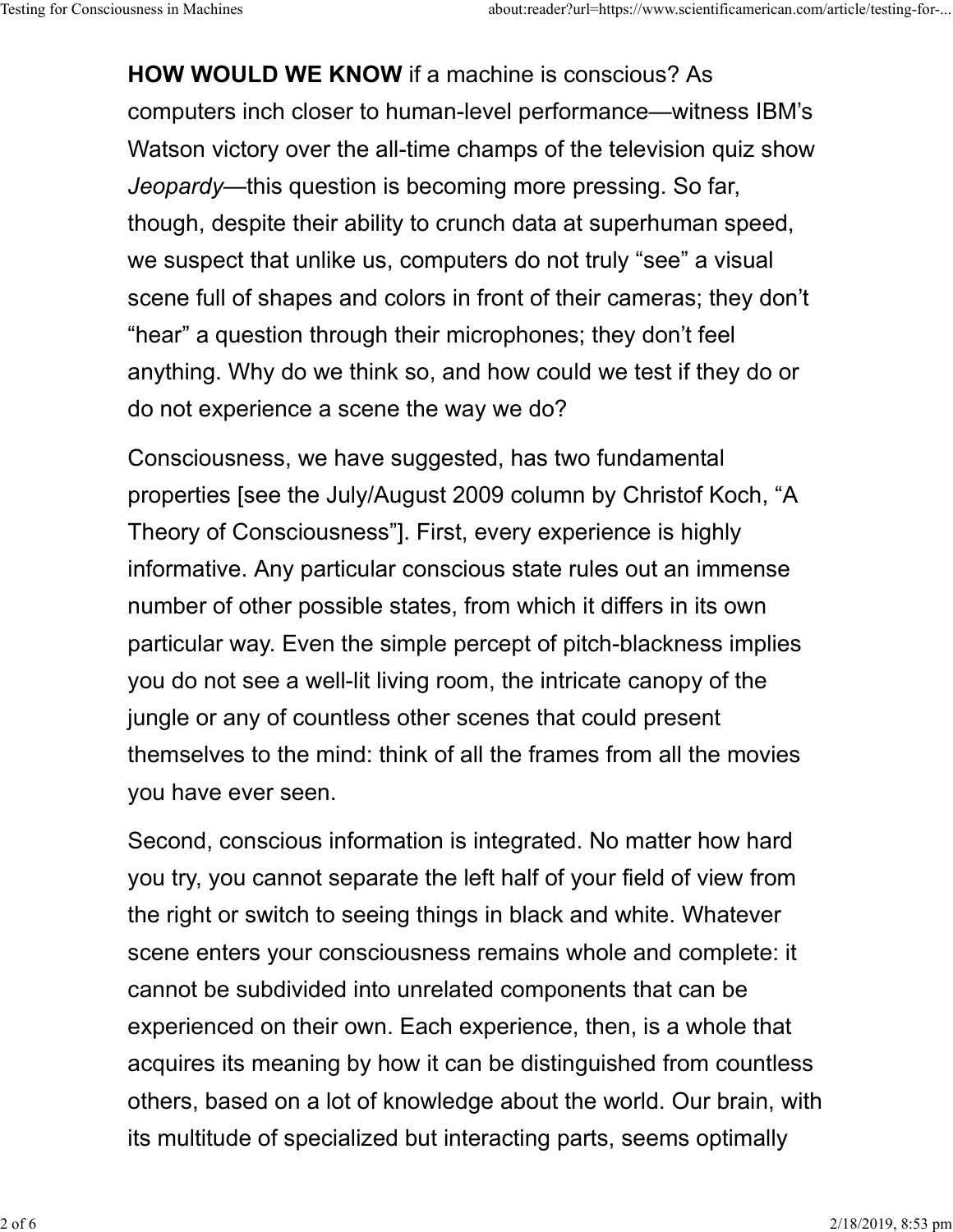**HOW WOULD WE KNOW** if a machine is conscious? As computers inch closer to human-level performance—witness IBM's Watson victory over the all-time champs of the television quiz show *Jeopardy*—this question is becoming more pressing. So far, though, despite their ability to crunch data at superhuman speed, we suspect that unlike us, computers do not truly "see" a visual scene full of shapes and colors in front of their cameras; they don't "hear" a question through their microphones; they don't feel anything. Why do we think so, and how could we test if they do or do not experience a scene the way we do?

Consciousness, we have suggested, has two fundamental properties [see the July/August 2009 column by Christof Koch, "A Theory of Consciousness"]. First, every experience is highly informative. Any particular conscious state rules out an immense number of other possible states, from which it differs in its own particular way. Even the simple percept of pitch-blackness implies you do not see a well-lit living room, the intricate canopy of the jungle or any of countless other scenes that could present themselves to the mind: think of all the frames from all the movies you have ever seen.

Second, conscious information is integrated. No matter how hard you try, you cannot separate the left half of your field of view from the right or switch to seeing things in black and white. Whatever scene enters your consciousness remains whole and complete: it cannot be subdivided into unrelated components that can be experienced on their own. Each experience, then, is a whole that acquires its meaning by how it can be distinguished from countless others, based on a lot of knowledge about the world. Our brain, with its multitude of specialized but interacting parts, seems optimally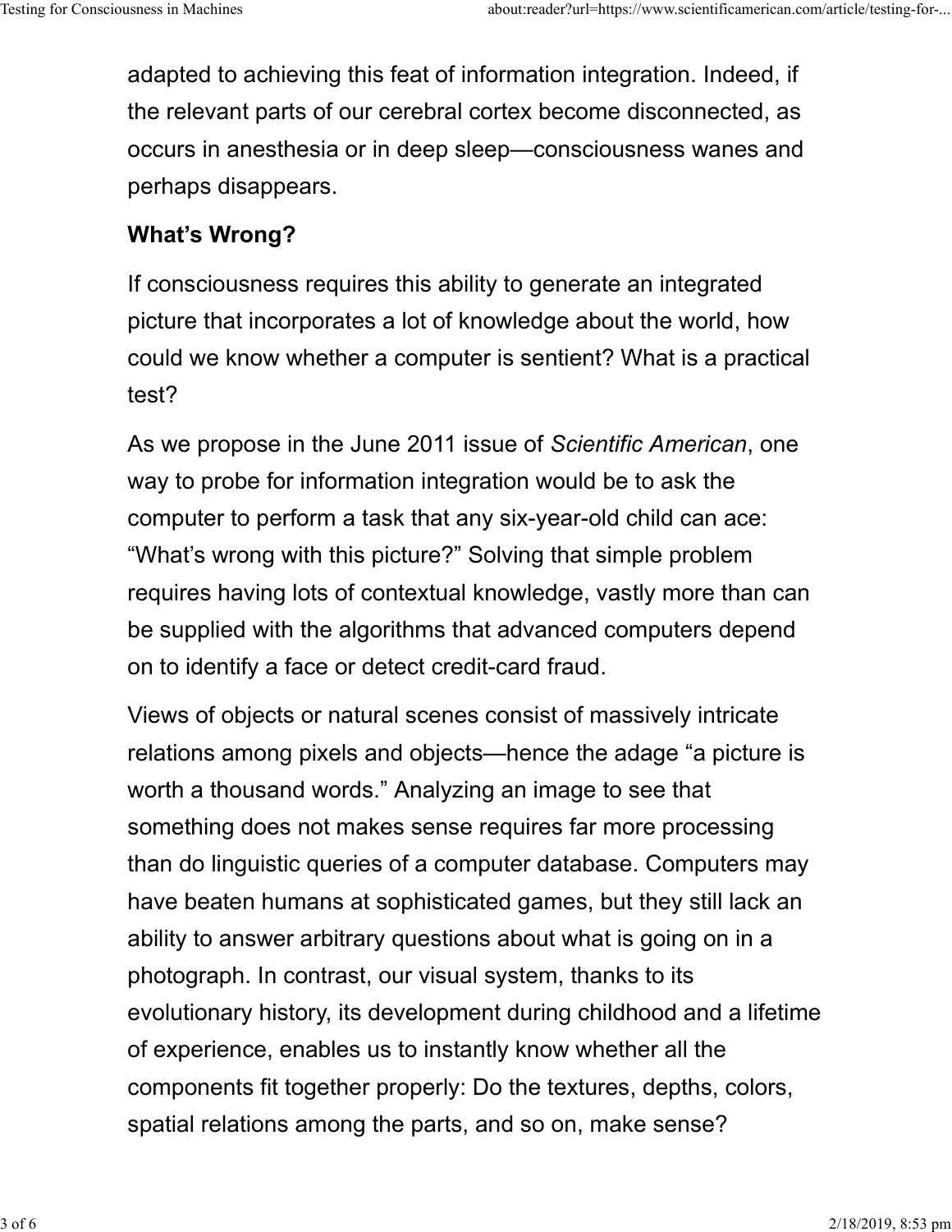adapted to achieving this feat of information integration. Indeed, if the relevant parts of our cerebral cortex become disconnected, as occurs in anesthesia or in deep sleep—consciousness wanes and perhaps disappears.

## What's Wrong?

If consciousness requires this ability to generate an integrated picture that incorporates a lot of knowledge about the world, how could we know whether a computer is sentient? What is a practical test?

As we propose in the June 2011 issue of *Scientific American*, one way to probe for information integration would be to ask the computer to perform a task that any six-year-old child can ace: "What's wrong with this picture?" Solving that simple problem requires having lots of contextual knowledge, vastly more than can be supplied with the algorithms that advanced computers depend on to identify a face or detect credit-card fraud.

Views of objects or natural scenes consist of massively intricate relations among pixels and objects—hence the adage "a picture is worth a thousand words." Analyzing an image to see that something does not makes sense requires far more processing than do linguistic queries of a computer database. Computers may have beaten humans at sophisticated games, but they still lack an ability to answer arbitrary questions about what is going on in a photograph. In contrast, our visual system, thanks to its evolutionary history, its development during childhood and a lifetime of experience, enables us to instantly know whether all the components fit together properly: Do the textures, depths, colors, spatial relations among the parts, and so on, make sense?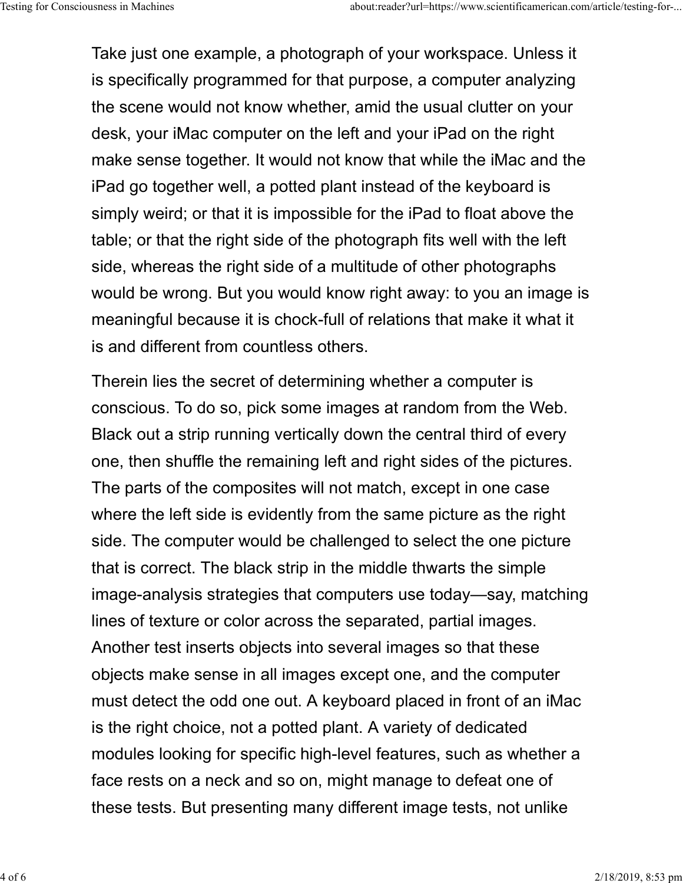Take just one example, a photograph of your workspace. Unless it is specifically programmed for that purpose, a computer analyzing the scene would not know whether, amid the usual clutter on your desk, your iMac computer on the left and your iPad on the right make sense together. It would not know that while the iMac and the iPad go together well, a potted plant instead of the keyboard is simply weird; or that it is impossible for the iPad to float above the table; or that the right side of the photograph fits well with the left side, whereas the right side of a multitude of other photographs would be wrong. But you would know right away: to you an image is meaningful because it is chock-full of relations that make it what it is and different from countless others.

Therein lies the secret of determining whether a computer is conscious. To do so, pick some images at random from the Web. Black out a strip running vertically down the central third of every one, then shuffle the remaining left and right sides of the pictures. The parts of the composites will not match, except in one case where the left side is evidently from the same picture as the right side. The computer would be challenged to select the one picture that is correct. The black strip in the middle thwarts the simple image-analysis strategies that computers use today—say, matching lines of texture or color across the separated, partial images. Another test inserts objects into several images so that these objects make sense in all images except one, and the computer must detect the odd one out. A keyboard placed in front of an iMac is the right choice, not a potted plant. A variety of dedicated modules looking for specific high-level features, such as whether a face rests on a neck and so on, might manage to defeat one of these tests. But presenting many different image tests, not unlike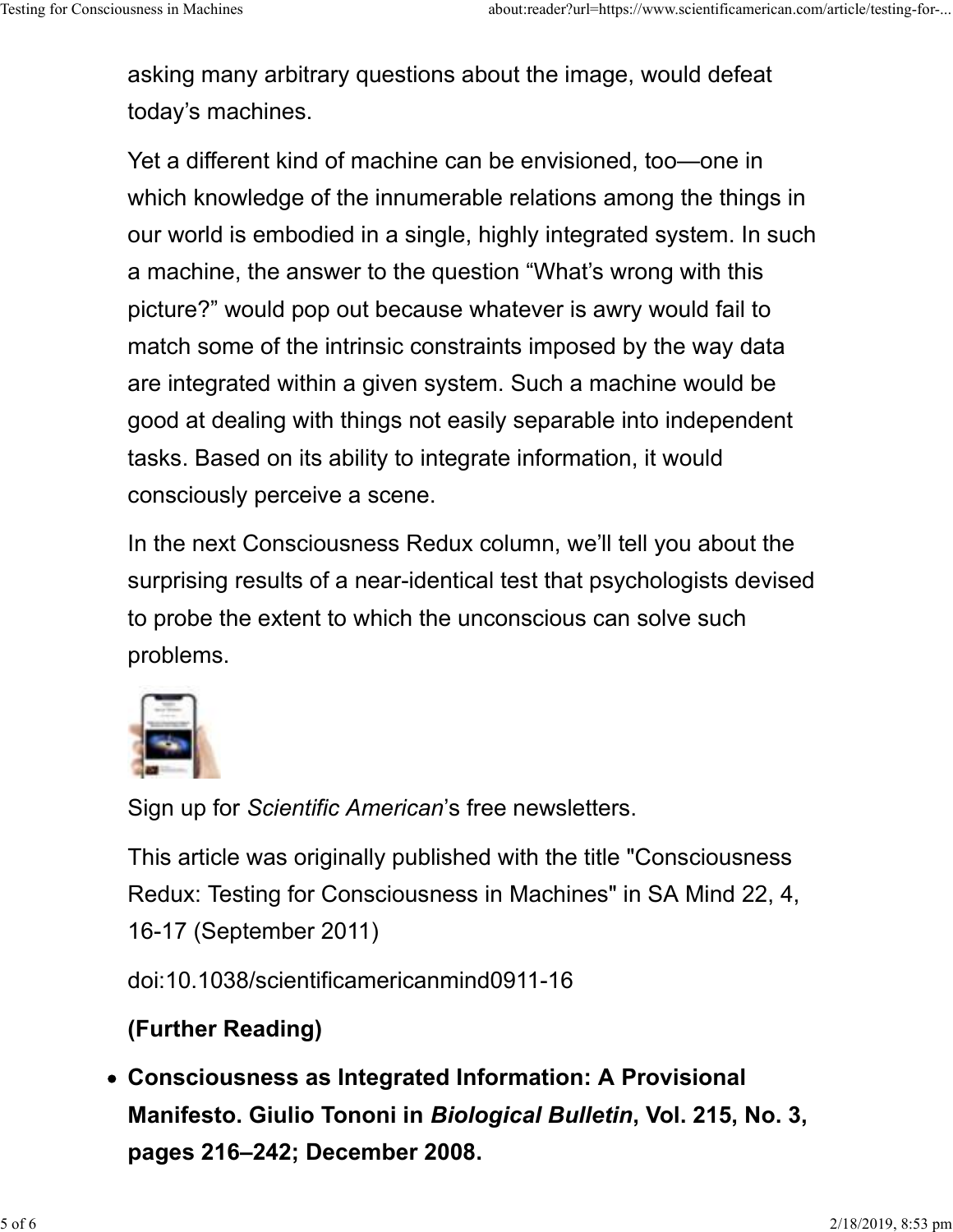asking many arbitrary questions about the image, would defeat today's machines.

Yet a different kind of machine can be envisioned, too—one in which knowledge of the innumerable relations among the things in our world is embodied in a single, highly integrated system. In such a machine, the answer to the question "What's wrong with this picture?" would pop out because whatever is awry would fail to match some of the intrinsic constraints imposed by the way data are integrated within a given system. Such a machine would be good at dealing with things not easily separable into independent tasks. Based on its ability to integrate information, it would consciously perceive a scene.

In the next Consciousness Redux column, we'll tell you about the surprising results of a near-identical test that psychologists devised to probe the extent to which the unconscious can solve such problems.

Sign up for *Scientific American*'s free newsletters.

This article was originally published with the title "Consciousness Redux: Testing for Consciousness in Machines" in SA Mind 22, 4, 16-17 (September 2011)

doi:10.1038/scientificamericanmind0911-16

**(Further Reading)**

- **Consciousness as Integrated Information: A Provisional Manifesto. Giulio Tononi in *Biological Bulletin*, Vol. 215, No. 3, pages 216–242; December 2008.**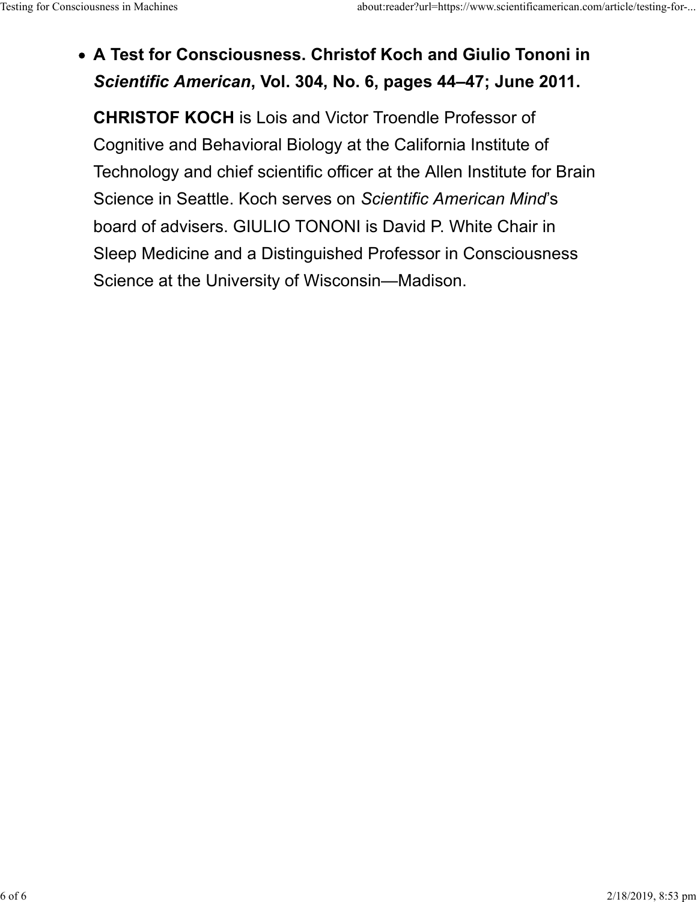- **A Test for Consciousness. Christof Koch and Giulio Tononi in *Scientific American*, Vol. 304, No. 6, pages 44–47; June 2011.**

**CHRISTOF KOCH** is Lois and Victor Troendle Professor of Cognitive and Behavioral Biology at the California Institute of Technology and chief scientific officer at the Allen Institute for Brain Science in Seattle. Koch serves on *Scientific American Mind*'s board of advisers. GIULIO TONONI is David P. White Chair in Sleep Medicine and a Distinguished Professor in Consciousness Science at the University of Wisconsin—Madison.